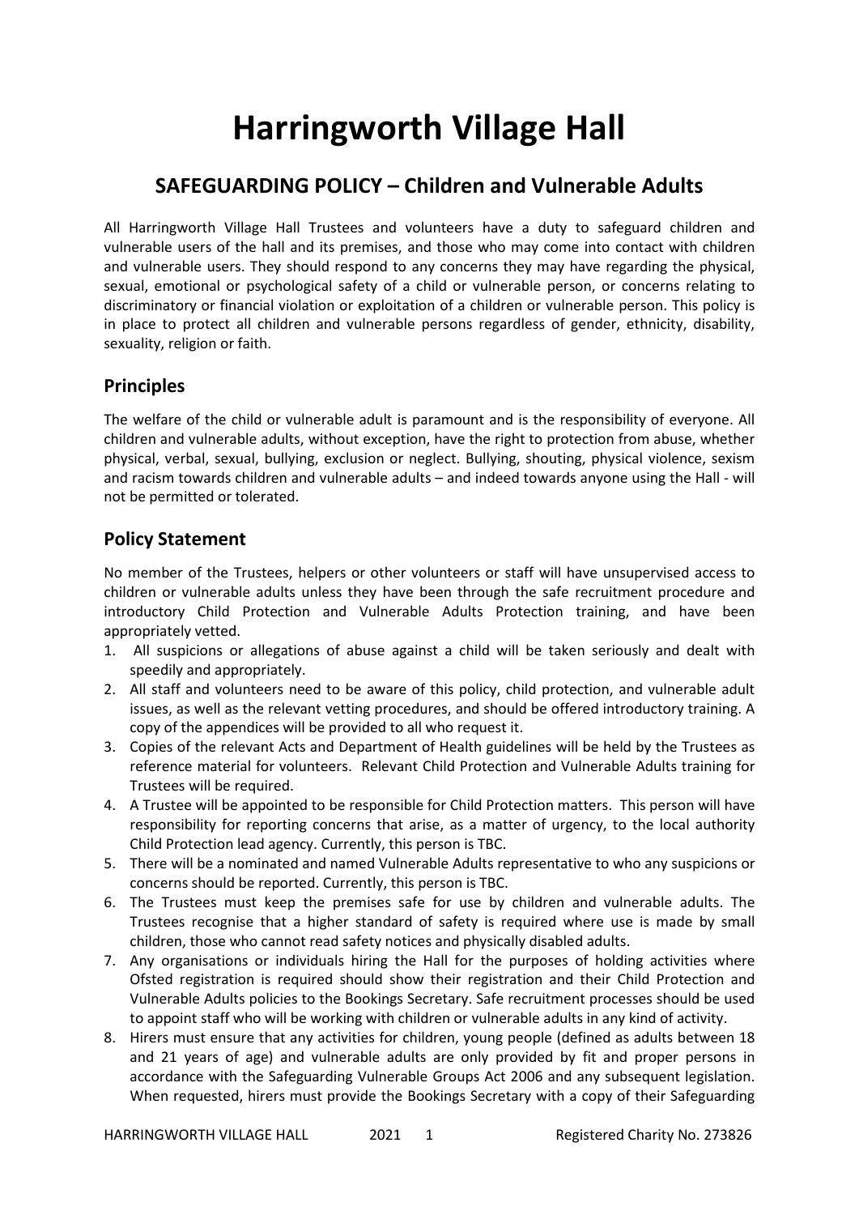# Harringworth Village Hall

## SAFEGUARDING POLICY – Children and Vulnerable Adults

All Harringworth Village Hall Trustees and volunteers have a duty to safeguard children and vulnerable users of the hall and its premises, and those who may come into contact with children and vulnerable users. They should respond to any concerns they may have regarding the physical, sexual, emotional or psychological safety of a child or vulnerable person, or concerns relating to discriminatory or financial violation or exploitation of a children or vulnerable person. This policy is in place to protect all children and vulnerable persons regardless of gender, ethnicity, disability, sexuality, religion or faith.

### Principles

The welfare of the child or vulnerable adult is paramount and is the responsibility of everyone. All children and vulnerable adults, without exception, have the right to protection from abuse, whether physical, verbal, sexual, bullying, exclusion or neglect. Bullying, shouting, physical violence, sexism and racism towards children and vulnerable adults – and indeed towards anyone using the Hall - will not be permitted or tolerated.

### Policy Statement

No member of the Trustees, helpers or other volunteers or staff will have unsupervised access to children or vulnerable adults unless they have been through the safe recruitment procedure and introductory Child Protection and Vulnerable Adults Protection training, and have been appropriately vetted.

1. All suspicions or allegations of abuse against a child will be taken seriously and dealt with speedily and appropriately.
2. All staff and volunteers need to be aware of this policy, child protection, and vulnerable adult issues, as well as the relevant vetting procedures, and should be offered introductory training. A copy of the appendices will be provided to all who request it.
3. Copies of the relevant Acts and Department of Health guidelines will be held by the Trustees as reference material for volunteers. Relevant Child Protection and Vulnerable Adults training for Trustees will be required.
4. A Trustee will be appointed to be responsible for Child Protection matters. This person will have responsibility for reporting concerns that arise, as a matter of urgency, to the local authority Child Protection lead agency. Currently, this person is TBC.
5. There will be a nominated and named Vulnerable Adults representative to who any suspicions or concerns should be reported. Currently, this person is TBC.
6. The Trustees must keep the premises safe for use by children and vulnerable adults. The Trustees recognise that a higher standard of safety is required where use is made by small children, those who cannot read safety notices and physically disabled adults.
7. Any organisations or individuals hiring the Hall for the purposes of holding activities where Ofsted registration is required should show their registration and their Child Protection and Vulnerable Adults policies to the Bookings Secretary. Safe recruitment processes should be used to appoint staff who will be working with children or vulnerable adults in any kind of activity.
8. Hirers must ensure that any activities for children, young people (defined as adults between 18 and 21 years of age) and vulnerable adults are only provided by fit and proper persons in accordance with the Safeguarding Vulnerable Groups Act 2006 and any subsequent legislation. When requested, hirers must provide the Bookings Secretary with a copy of their Safeguarding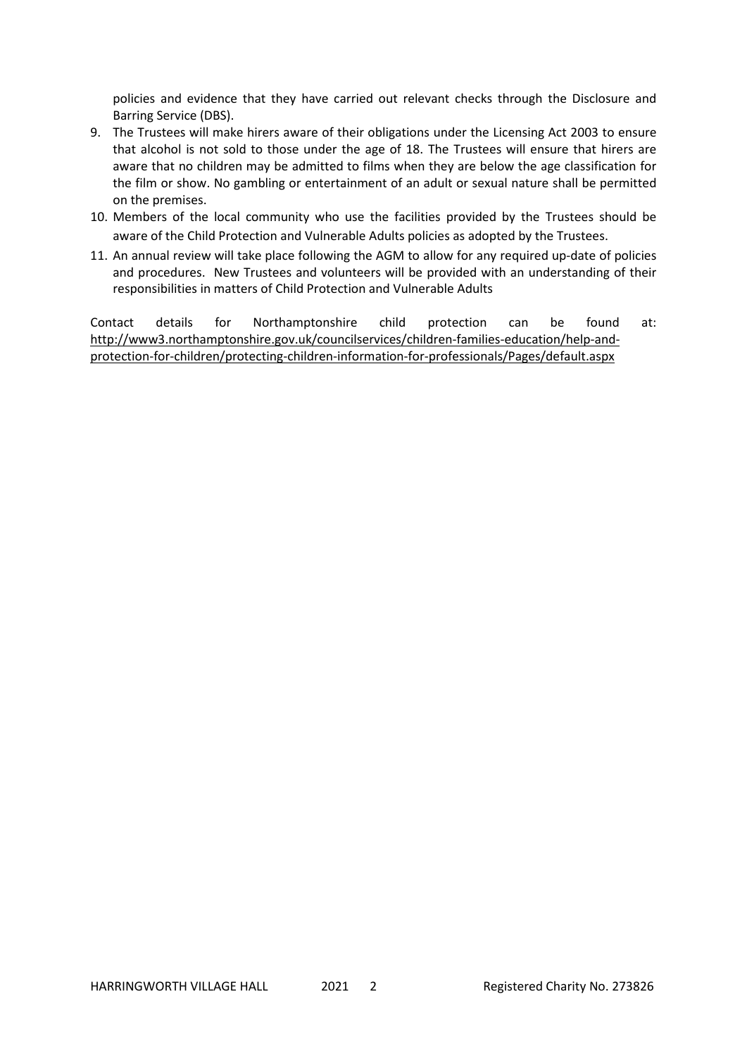policies and evidence that they have carried out relevant checks through the Disclosure and Barring Service (DBS).

9. The Trustees will make hirers aware of their obligations under the Licensing Act 2003 to ensure that alcohol is not sold to those under the age of 18. The Trustees will ensure that hirers are aware that no children may be admitted to films when they are below the age classification for the film or show. No gambling or entertainment of an adult or sexual nature shall be permitted on the premises.
10. Members of the local community who use the facilities provided by the Trustees should be aware of the Child Protection and Vulnerable Adults policies as adopted by the Trustees.
11. An annual review will take place following the AGM to allow for any required up-date of policies and procedures. New Trustees and volunteers will be provided with an understanding of their responsibilities in matters of Child Protection and Vulnerable Adults

Contact details for Northamptonshire child protection can be found at: http://www3.northamptonshire.gov.uk/councilservices/children-families-education/help-and-protection-for-children/protecting-children-information-for-professionals/Pages/default.aspx